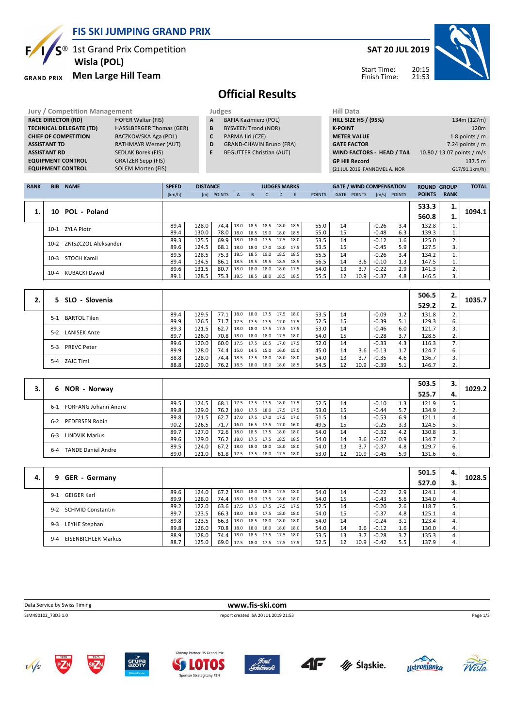# FIS SKI JUMPING GRAND PRIX

## 1st Grand Prix Competition
**Wisla (POL)**
**Men Large Hill Team**

**SAT 20 JUL 2019**

Start Time: 20:15
Finish Time: 21:53

# Official Results

| Jury / Competition Management | |
|---|---|
| RACE DIRECTOR (RD) | HOFER Walter (FIS) |
| TECHNICAL DELEGATE (TD) | HASSLBERGER Thomas (GER) |
| CHIEF OF COMPETITION | BACZKOWSKA Aga (POL) |
| ASSISTANT TD | RATHMAYR Werner (AUT) |
| ASSISTANT RD | SEDLAK Borek (FIS) |
| EQUIPMENT CONTROL | GRATZER Sepp (FIS) |
| EQUIPMENT CONTROL | SOLEM Morten (FIS) |

| Judges | |
|---|---|
| A | BAFIA Kazimierz (POL) |
| B | BYSVEEN Trond (NOR) |
| C | PARMA Jiri (CZE) |
| D | GRAND-CHAVIN Bruno (FRA) |
| E | BEGUTTER Christian (AUT) |

| Hill Data | |
|---|---|
| HILL SIZE HS / (95%) | 134m (127m) |
| K-POINT | 120m |
| METER VALUE | 1.8 points / m |
| GATE FACTOR | 7.24 points / m |
| WIND FACTORS - HEAD / TAIL | 10.80 / 13.07 points / m/s |
| GP Hill Record | 137.5 m |
| (21 JUL 2016 FANNEMEL A. NOR | G17/91.1km/h) |

| RANK | BIB | NAME | SPEED [km/h] | DISTANCE [m] | DISTANCE POINTS | A | B | C | D | E | JUDGES POINTS | GATE | GATE POINTS | WIND [m/s] | WIND POINTS | ROUND POINTS | GROUP RANK | TOTAL |
|---|---|---|---|---|---|---|---|---|---|---|---|---|---|---|---|---|---|---|
| 1. | 10 | POL - Poland | | | | | | | | | | | | | | 533.3 / 560.8 | 1. / 1. | 1094.1 |
| | 10-1 | ZYLA Piotr | 89.4 | 128.0 | 74.4 | 18.0 | 18.5 | 18.5 | 18.0 | 18.5 | 55.0 | 14 | | -0.26 | 3.4 | 132.8 | 1. | |
| | | | 89.4 | 130.0 | 78.0 | 18.0 | 18.5 | 19.0 | 18.0 | 18.5 | 55.0 | 15 | | -0.48 | 6.3 | 139.3 | 1. | |
| | 10-2 | ZNISZCZOL Aleksander | 89.3 | 125.5 | 69.9 | 18.0 | 18.0 | 17.5 | 17.5 | 18.0 | 53.5 | 14 | | -0.12 | 1.6 | 125.0 | 2. | |
| | | | 89.6 | 124.5 | 68.1 | 18.0 | 18.0 | 17.0 | 18.0 | 17.5 | 53.5 | 15 | | -0.45 | 5.9 | 127.5 | 3. | |
| | 10-3 | STOCH Kamil | 89.5 | 128.5 | 75.3 | 18.5 | 18.5 | 19.0 | 18.5 | 18.5 | 55.5 | 14 | | -0.26 | 3.4 | 134.2 | 1. | |
| | | | 89.4 | 134.5 | 86.1 | 18.5 | 19.5 | 19.5 | 18.5 | 18.5 | 56.5 | 14 | 3.6 | -0.10 | 1.3 | 147.5 | 1. | |
| | 10-4 | KUBACKI Dawid | 89.6 | 131.5 | 80.7 | 18.0 | 18.0 | 18.0 | 18.0 | 17.5 | 54.0 | 13 | 3.7 | -0.22 | 2.9 | 141.3 | 2. | |
| | | | 89.1 | 128.5 | 75.3 | 18.5 | 18.5 | 18.0 | 18.5 | 18.5 | 55.5 | 12 | 10.9 | -0.37 | 4.8 | 146.5 | 3. | |
| 2. | 5 | SLO - Slovenia | | | | | | | | | | | | | | 506.5 / 529.2 | 2. / 2. | 1035.7 |
| | 5-1 | BARTOL Tilen | 89.4 | 129.5 | 77.1 | 18.0 | 18.0 | 17.5 | 17.5 | 18.0 | 53.5 | 14 | | -0.09 | 1.2 | 131.8 | 2. | |
| | | | 89.9 | 126.5 | 71.7 | 17.5 | 17.5 | 17.5 | 17.0 | 17.5 | 52.5 | 15 | | -0.39 | 5.1 | 129.3 | 6. | |
| | 5-2 | LANISEK Anze | 89.3 | 121.5 | 62.7 | 18.0 | 18.0 | 17.5 | 17.5 | 17.5 | 53.0 | 14 | | -0.46 | 6.0 | 121.7 | 3. | |
| | | | 89.7 | 126.0 | 70.8 | 18.0 | 18.0 | 18.0 | 17.5 | 18.0 | 54.0 | 15 | | -0.28 | 3.7 | 128.5 | 2. | |
| | 5-3 | PREVC Peter | 89.6 | 120.0 | 60.0 | 17.5 | 17.5 | 16.5 | 17.0 | 17.5 | 52.0 | 14 | | -0.33 | 4.3 | 116.3 | 7. | |
| | | | 89.9 | 128.0 | 74.4 | 15.0 | 14.5 | 15.0 | 16.0 | 15.0 | 45.0 | 14 | 3.6 | -0.13 | 1.7 | 124.7 | 6. | |
| | 5-4 | ZAJC Timi | 88.8 | 128.0 | 74.4 | 18.5 | 17.5 | 18.0 | 18.0 | 18.0 | 54.0 | 13 | 3.7 | -0.35 | 4.6 | 136.7 | 3. | |
| | | | 88.8 | 129.0 | 76.2 | 18.5 | 18.0 | 18.0 | 18.0 | 18.5 | 54.5 | 12 | 10.9 | -0.39 | 5.1 | 146.7 | 2. | |
| 3. | 6 | NOR - Norway | | | | | | | | | | | | | | 503.5 / 525.7 | 3. / 4. | 1029.2 |
| | 6-1 | FORFANG Johann Andre | 89.5 | 124.5 | 68.1 | 17.5 | 17.5 | 17.5 | 18.0 | 17.5 | 52.5 | 14 | | -0.10 | 1.3 | 121.9 | 5. | |
| | | | 89.8 | 129.0 | 76.2 | 18.0 | 17.5 | 18.0 | 17.5 | 17.5 | 53.0 | 15 | | -0.44 | 5.7 | 134.9 | 2. | |
| | 6-2 | PEDERSEN Robin | 89.8 | 121.5 | 62.7 | 17.0 | 17.5 | 17.0 | 17.5 | 17.0 | 51.5 | 14 | | -0.53 | 6.9 | 121.1 | 4. | |
| | | | 90.2 | 126.5 | 71.7 | 16.0 | 16.5 | 17.5 | 17.0 | 16.0 | 49.5 | 15 | | -0.25 | 3.3 | 124.5 | 5. | |
| | 6-3 | LINDVIK Marius | 89.7 | 127.0 | 72.6 | 18.0 | 18.5 | 17.5 | 18.0 | 18.0 | 54.0 | 14 | | -0.32 | 4.2 | 130.8 | 3. | |
| | | | 89.6 | 129.0 | 76.2 | 18.0 | 17.5 | 17.5 | 18.5 | 18.5 | 54.0 | 14 | 3.6 | -0.07 | 0.9 | 134.7 | 2. | |
| | 6-4 | TANDE Daniel Andre | 89.5 | 124.0 | 67.2 | 18.0 | 18.0 | 18.0 | 18.0 | 18.0 | 54.0 | 13 | 3.7 | -0.37 | 4.8 | 129.7 | 6. | |
| | | | 89.0 | 121.0 | 61.8 | 17.5 | 17.5 | 18.0 | 17.5 | 18.0 | 53.0 | 12 | 10.9 | -0.45 | 5.9 | 131.6 | 6. | |
| 4. | 9 | GER - Germany | | | | | | | | | | | | | | 501.5 / 527.0 | 4. / 3. | 1028.5 |
| | 9-1 | GEIGER Karl | 89.6 | 124.0 | 67.2 | 18.0 | 18.0 | 18.0 | 17.5 | 18.0 | 54.0 | 14 | | -0.22 | 2.9 | 124.1 | 4. | |
| | | | 89.9 | 128.0 | 74.4 | 18.0 | 19.0 | 17.5 | 18.0 | 18.0 | 54.0 | 15 | | -0.43 | 5.6 | 134.0 | 4. | |
| | 9-2 | SCHMID Constantin | 89.2 | 122.0 | 63.6 | 17.5 | 17.5 | 17.5 | 17.5 | 17.5 | 52.5 | 14 | | -0.20 | 2.6 | 118.7 | 5. | |
| | | | 89.7 | 123.5 | 66.3 | 18.0 | 18.0 | 17.5 | 18.0 | 18.0 | 54.0 | 15 | | -0.37 | 4.8 | 125.1 | 4. | |
| | 9-3 | LEYHE Stephan | 89.8 | 123.5 | 66.3 | 18.0 | 18.5 | 18.0 | 18.0 | 18.0 | 54.0 | 14 | | -0.24 | 3.1 | 123.4 | 4. | |
| | | | 89.8 | 126.0 | 70.8 | 18.0 | 18.0 | 18.0 | 18.0 | 18.0 | 54.0 | 14 | 3.6 | -0.12 | 1.6 | 130.0 | 4. | |
| | 9-4 | EISENBICHLER Markus | 88.9 | 128.0 | 74.4 | 18.0 | 18.5 | 17.5 | 17.5 | 18.0 | 53.5 | 13 | 3.7 | -0.28 | 3.7 | 135.3 | 4. | |
| | | | 88.7 | 125.0 | 69.0 | 17.5 | 18.0 | 17.5 | 17.5 | 17.5 | 52.5 | 12 | 10.9 | -0.42 | 5.5 | 137.9 | 4. | |

Data Service by Swiss Timing — www.fis-ski.com

SJM490102_73D3 1.0 — report created SA 20 JUL 2019 21:53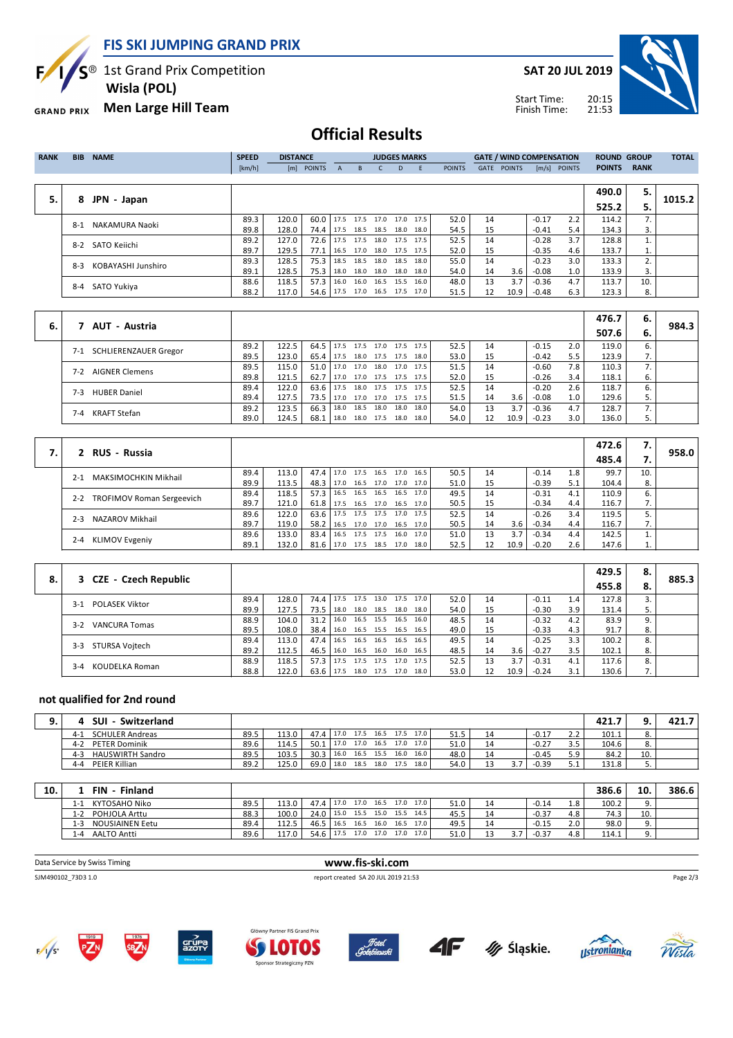**FIS SKI JUMPING GRAND PRIX**

1st Grand Prix Competition
**Wisla (POL)**
**Men Large Hill Team**

**SAT 20 JUL 2019**

Start Time: 20:15
Finish Time: 21:53

# Official Results

| RANK | BIB | NAME | SPEED [km/h] | DISTANCE [m] | DISTANCE POINTS | A | B | C | D | E | JUDGES POINTS | GATE | GATE POINTS | WIND [m/s] | WIND POINTS | ROUND POINTS | GROUP RANK | TOTAL |
|---|---|---|---|---|---|---|---|---|---|---|---|---|---|---|---|---|---|---|
| 5. | 8 | JPN - Japan | | | | | | | | | | | | | | 490.0 | 5. | 1015.2 |
| | | | | | | | | | | | | | | | | 525.2 | 5. | |
| | 8-1 | NAKAMURA Naoki | 89.3 | 120.0 | 60.0 | 17.5 | 17.5 | 17.0 | 17.0 | 17.5 | 52.0 | 14 | | -0.17 | 2.2 | 114.2 | 7. | |
| | | | 89.8 | 128.0 | 74.4 | 17.5 | 18.5 | 18.5 | 18.0 | 18.0 | 54.5 | 15 | | -0.41 | 5.4 | 134.3 | 3. | |
| | 8-2 | SATO Keiichi | 89.2 | 127.0 | 72.6 | 17.5 | 17.5 | 18.0 | 17.5 | 17.5 | 52.5 | 14 | | -0.28 | 3.7 | 128.8 | 1. | |
| | | | 89.7 | 129.5 | 77.1 | 16.5 | 17.0 | 18.0 | 17.5 | 17.5 | 52.0 | 15 | | -0.35 | 4.6 | 133.7 | 1. | |
| | 8-3 | KOBAYASHI Junshiro | 89.3 | 128.5 | 75.3 | 18.5 | 18.5 | 18.0 | 18.5 | 18.0 | 55.0 | 14 | | -0.23 | 3.0 | 133.3 | 2. | |
| | | | 89.1 | 128.5 | 75.3 | 18.0 | 18.0 | 18.0 | 18.0 | 18.0 | 54.0 | 14 | 3.6 | -0.08 | 1.0 | 133.9 | 3. | |
| | 8-4 | SATO Yukiya | 88.6 | 118.5 | 57.3 | 16.0 | 16.0 | 16.5 | 15.5 | 16.0 | 48.0 | 13 | 3.7 | -0.36 | 4.7 | 113.7 | 10. | |
| | | | 88.2 | 117.0 | 54.6 | 17.5 | 17.0 | 16.5 | 17.5 | 17.0 | 51.5 | 12 | 10.9 | -0.48 | 6.3 | 123.3 | 8. | |
| 6. | 7 | AUT - Austria | | | | | | | | | | | | | | 476.7 | 6. | 984.3 |
| | | | | | | | | | | | | | | | | 507.6 | 6. | |
| | 7-1 | SCHLIERENZAUER Gregor | 89.2 | 122.5 | 64.5 | 17.5 | 17.5 | 17.0 | 17.5 | 17.5 | 52.5 | 14 | | -0.15 | 2.0 | 119.0 | 6. | |
| | | | 89.5 | 123.0 | 65.4 | 17.5 | 18.0 | 17.5 | 17.5 | 18.0 | 53.0 | 15 | | -0.42 | 5.5 | 123.9 | 7. | |
| | 7-2 | AIGNER Clemens | 89.5 | 115.0 | 51.0 | 17.0 | 17.0 | 18.0 | 17.0 | 17.5 | 51.5 | 14 | | -0.60 | 7.8 | 110.3 | 7. | |
| | | | 89.8 | 121.5 | 62.7 | 17.0 | 17.0 | 17.5 | 17.5 | 17.5 | 52.0 | 15 | | -0.26 | 3.4 | 118.1 | 6. | |
| | 7-3 | HUBER Daniel | 89.4 | 122.0 | 63.6 | 17.5 | 18.0 | 17.5 | 17.5 | 17.5 | 52.5 | 14 | | -0.20 | 2.6 | 118.7 | 6. | |
| | | | 89.4 | 127.5 | 73.5 | 17.0 | 17.0 | 17.0 | 17.5 | 17.5 | 51.5 | 14 | 3.6 | -0.08 | 1.0 | 129.6 | 5. | |
| | 7-4 | KRAFT Stefan | 89.2 | 123.5 | 66.3 | 18.0 | 18.5 | 18.0 | 18.0 | 18.0 | 54.0 | 13 | 3.7 | -0.36 | 4.7 | 128.7 | 7. | |
| | | | 89.0 | 124.5 | 68.1 | 18.0 | 18.0 | 17.5 | 18.0 | 18.0 | 54.0 | 12 | 10.9 | -0.23 | 3.0 | 136.0 | 5. | |
| 7. | 2 | RUS - Russia | | | | | | | | | | | | | | 472.6 | 7. | 958.0 |
| | | | | | | | | | | | | | | | | 485.4 | 7. | |
| | 2-1 | MAKSIMOCHKIN Mikhail | 89.4 | 113.0 | 47.4 | 17.0 | 17.5 | 16.5 | 17.0 | 16.5 | 50.5 | 14 | | -0.14 | 1.8 | 99.7 | 10. | |
| | | | 89.9 | 113.5 | 48.3 | 17.0 | 16.5 | 17.0 | 17.0 | 17.0 | 51.0 | 15 | | -0.39 | 5.1 | 104.4 | 8. | |
| | 2-2 | TROFIMOV Roman Sergeevich | 89.4 | 118.5 | 57.3 | 16.5 | 16.5 | 16.5 | 16.5 | 17.0 | 49.5 | 14 | | -0.31 | 4.1 | 110.9 | 6. | |
| | | | 89.7 | 121.0 | 61.8 | 17.5 | 16.5 | 17.0 | 16.5 | 17.0 | 50.5 | 15 | | -0.34 | 4.4 | 116.7 | 7. | |
| | 2-3 | NAZAROV Mikhail | 89.6 | 122.0 | 63.6 | 17.5 | 17.5 | 17.5 | 17.0 | 17.5 | 52.5 | 14 | | -0.26 | 3.4 | 119.5 | 5. | |
| | | | 89.7 | 119.0 | 58.2 | 16.5 | 17.0 | 17.0 | 16.5 | 17.0 | 50.5 | 14 | 3.6 | -0.34 | 4.4 | 116.7 | 7. | |
| | 2-4 | KLIMOV Evgeniy | 89.6 | 133.0 | 83.4 | 16.5 | 17.5 | 17.5 | 16.0 | 17.0 | 51.0 | 13 | 3.7 | -0.34 | 4.4 | 142.5 | 1. | |
| | | | 89.1 | 132.0 | 81.6 | 17.0 | 17.5 | 18.5 | 17.0 | 18.0 | 52.5 | 12 | 10.9 | -0.20 | 2.6 | 147.6 | 1. | |
| 8. | 3 | CZE - Czech Republic | | | | | | | | | | | | | | 429.5 | 8. | 885.3 |
| | | | | | | | | | | | | | | | | 455.8 | 8. | |
| | 3-1 | POLASEK Viktor | 89.4 | 128.0 | 74.4 | 17.5 | 17.5 | 13.0 | 17.5 | 17.0 | 52.0 | 14 | | -0.11 | 1.4 | 127.8 | 3. | |
| | | | 89.9 | 127.5 | 73.5 | 18.0 | 18.0 | 18.5 | 18.0 | 18.0 | 54.0 | 15 | | -0.30 | 3.9 | 131.4 | 5. | |
| | 3-2 | VANCURA Tomas | 88.9 | 104.0 | 31.2 | 16.0 | 16.5 | 15.5 | 16.5 | 16.0 | 48.5 | 14 | | -0.32 | 4.2 | 83.9 | 9. | |
| | | | 89.5 | 108.0 | 38.4 | 16.0 | 16.5 | 15.5 | 16.5 | 16.5 | 49.0 | 15 | | -0.33 | 4.3 | 91.7 | 8. | |
| | 3-3 | STURSA Vojtech | 89.4 | 113.0 | 47.4 | 16.5 | 16.5 | 16.5 | 16.5 | 16.5 | 49.5 | 14 | | -0.25 | 3.3 | 100.2 | 8. | |
| | | | 89.2 | 112.5 | 46.5 | 16.0 | 16.5 | 16.0 | 16.0 | 16.5 | 48.5 | 14 | 3.6 | -0.27 | 3.5 | 102.1 | 8. | |
| | 3-4 | KOUDELKA Roman | 88.9 | 118.5 | 57.3 | 17.5 | 17.5 | 17.5 | 17.0 | 17.5 | 52.5 | 13 | 3.7 | -0.31 | 4.1 | 117.6 | 8. | |
| | | | 88.8 | 122.0 | 63.6 | 17.5 | 18.0 | 17.5 | 17.0 | 18.0 | 53.0 | 12 | 10.9 | -0.24 | 3.1 | 130.6 | 7. | |

## not qualified for 2nd round

| RANK | BIB | NAME | SPEED [km/h] | DISTANCE [m] | DISTANCE POINTS | A | B | C | D | E | JUDGES POINTS | GATE | GATE POINTS | WIND [m/s] | WIND POINTS | ROUND POINTS | GROUP RANK | TOTAL |
|---|---|---|---|---|---|---|---|---|---|---|---|---|---|---|---|---|---|---|
| 9. | 4 | SUI - Switzerland | | | | | | | | | | | | | | 421.7 | 9. | 421.7 |
| | 4-1 | SCHULER Andreas | 89.5 | 113.0 | 47.4 | 17.0 | 17.5 | 16.5 | 17.5 | 17.0 | 51.5 | 14 | | -0.17 | 2.2 | 101.1 | 8. | |
| | 4-2 | PETER Dominik | 89.6 | 114.5 | 50.1 | 17.0 | 17.0 | 16.5 | 17.0 | 17.0 | 51.0 | 14 | | -0.27 | 3.5 | 104.6 | 8. | |
| | 4-3 | HAUSWIRTH Sandro | 89.5 | 103.5 | 30.3 | 16.0 | 16.5 | 15.5 | 16.0 | 16.0 | 48.0 | 14 | | -0.45 | 5.9 | 84.2 | 10. | |
| | 4-4 | PEIER Killian | 89.2 | 125.0 | 69.0 | 18.0 | 18.5 | 18.0 | 17.5 | 18.0 | 54.0 | 13 | 3.7 | -0.39 | 5.1 | 131.8 | 5. | |
| 10. | 1 | FIN - Finland | | | | | | | | | | | | | | 386.6 | 10. | 386.6 |
| | 1-1 | KYTOSAHO Niko | 89.5 | 113.0 | 47.4 | 17.0 | 17.0 | 16.5 | 17.0 | 17.0 | 51.0 | 14 | | -0.14 | 1.8 | 100.2 | 9. | |
| | 1-2 | POHJOLA Arttu | 88.3 | 100.0 | 24.0 | 15.0 | 15.5 | 15.0 | 15.5 | 14.5 | 45.5 | 14 | | -0.37 | 4.8 | 74.3 | 10. | |
| | 1-3 | NOUSIAINEN Eetu | 89.4 | 112.5 | 46.5 | 16.5 | 16.5 | 16.0 | 16.5 | 17.0 | 49.5 | 14 | | -0.15 | 2.0 | 98.0 | 9. | |
| | 1-4 | AALTO Antti | 89.6 | 117.0 | 54.6 | 17.5 | 17.0 | 17.0 | 17.0 | 17.0 | 51.0 | 13 | 3.7 | -0.37 | 4.8 | 114.1 | 9. | |

Data Service by Swiss Timing — www.fis-ski.com

SJM490102_73D3 1.0 — report created SA 20 JUL 2019 21:53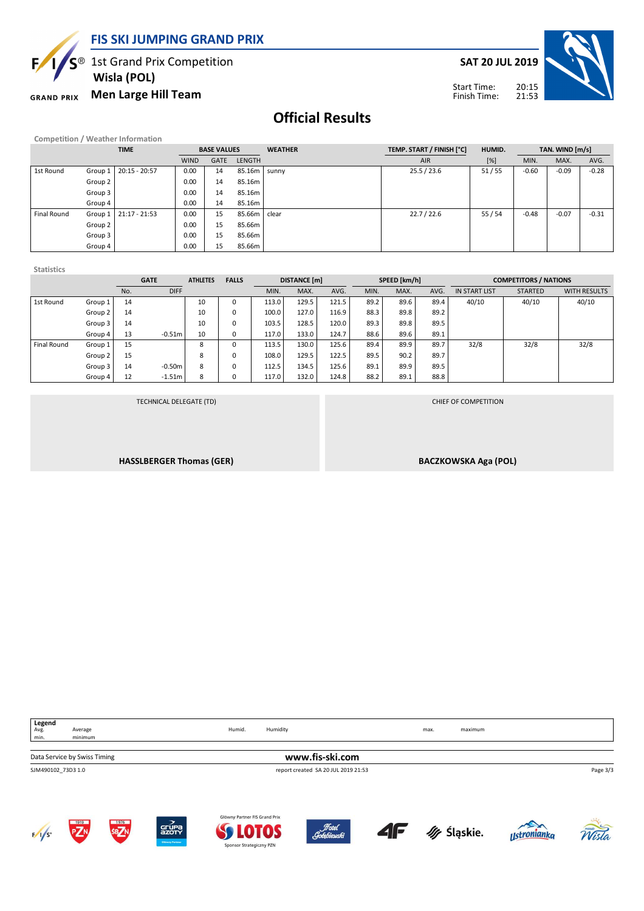# FIS SKI JUMPING GRAND PRIX

1st Grand Prix Competition
**Wisla (POL)**
**Men Large Hill Team**

**SAT 20 JUL 2019**

Start Time: 20:15
Finish Time: 21:53

## Official Results

### Competition / Weather Information

| | | TIME | BASE VALUES | | | WEATHER | TEMP. START / FINISH [°C] | HUMID. | TAN. WIND [m/s] | | |
|---|---|---|---|---|---|---|---|---|---|---|---|
| | | | WIND | GATE | LENGTH | | AIR | [%] | MIN. | MAX. | AVG. |
| 1st Round | Group 1 | 20:15 - 20:57 | 0.00 | 14 | 85.16m | sunny | 25.5 / 23.6 | 51 / 55 | -0.60 | -0.09 | -0.28 |
| | Group 2 | | 0.00 | 14 | 85.16m | | | | | | |
| | Group 3 | | 0.00 | 14 | 85.16m | | | | | | |
| | Group 4 | | 0.00 | 14 | 85.16m | | | | | | |
| Final Round | Group 1 | 21:17 - 21:53 | 0.00 | 15 | 85.66m | clear | 22.7 / 22.6 | 55 / 54 | -0.48 | -0.07 | -0.31 |
| | Group 2 | | 0.00 | 15 | 85.66m | | | | | | |
| | Group 3 | | 0.00 | 15 | 85.66m | | | | | | |
| | Group 4 | | 0.00 | 15 | 85.66m | | | | | | |

### Statistics

| | | GATE | | ATHLETES | FALLS | DISTANCE [m] | | | SPEED [km/h] | | | COMPETITORS / NATIONS | | |
|---|---|---|---|---|---|---|---|---|---|---|---|---|---|---|
| | | No. | DIFF | | | MIN. | MAX. | AVG. | MIN. | MAX. | AVG. | IN START LIST | STARTED | WITH RESULTS |
| 1st Round | Group 1 | 14 | | 10 | 0 | 113.0 | 129.5 | 121.5 | 89.2 | 89.6 | 89.4 | 40/10 | 40/10 | 40/10 |
| | Group 2 | 14 | | 10 | 0 | 100.0 | 127.0 | 116.9 | 88.3 | 89.8 | 89.2 | | | |
| | Group 3 | 14 | | 10 | 0 | 103.5 | 128.5 | 120.0 | 89.3 | 89.8 | 89.5 | | | |
| | Group 4 | 13 | -0.51m | 10 | 0 | 117.0 | 133.0 | 124.7 | 88.6 | 89.6 | 89.1 | | | |
| Final Round | Group 1 | 15 | | 8 | 0 | 113.5 | 130.0 | 125.6 | 89.4 | 89.9 | 89.7 | 32/8 | 32/8 | 32/8 |
| | Group 2 | 15 | | 8 | 0 | 108.0 | 129.5 | 122.5 | 89.5 | 90.2 | 89.7 | | | |
| | Group 3 | 14 | -0.50m | 8 | 0 | 112.5 | 134.5 | 125.6 | 89.1 | 89.9 | 89.5 | | | |
| | Group 4 | 12 | -1.51m | 8 | 0 | 117.0 | 132.0 | 124.8 | 88.2 | 89.1 | 88.8 | | | |

TECHNICAL DELEGATE (TD)

**HASSLBERGER Thomas (GER)**

CHIEF OF COMPETITION

**BACZKOWSKA Aga (POL)**

**Legend**
Avg. Average
min. minimum
Humid. Humidity
max. maximum

Data Service by Swiss Timing
www.fis-ski.com
SJM490102_73D3 1.0
report created SA 20 JUL 2019 21:53